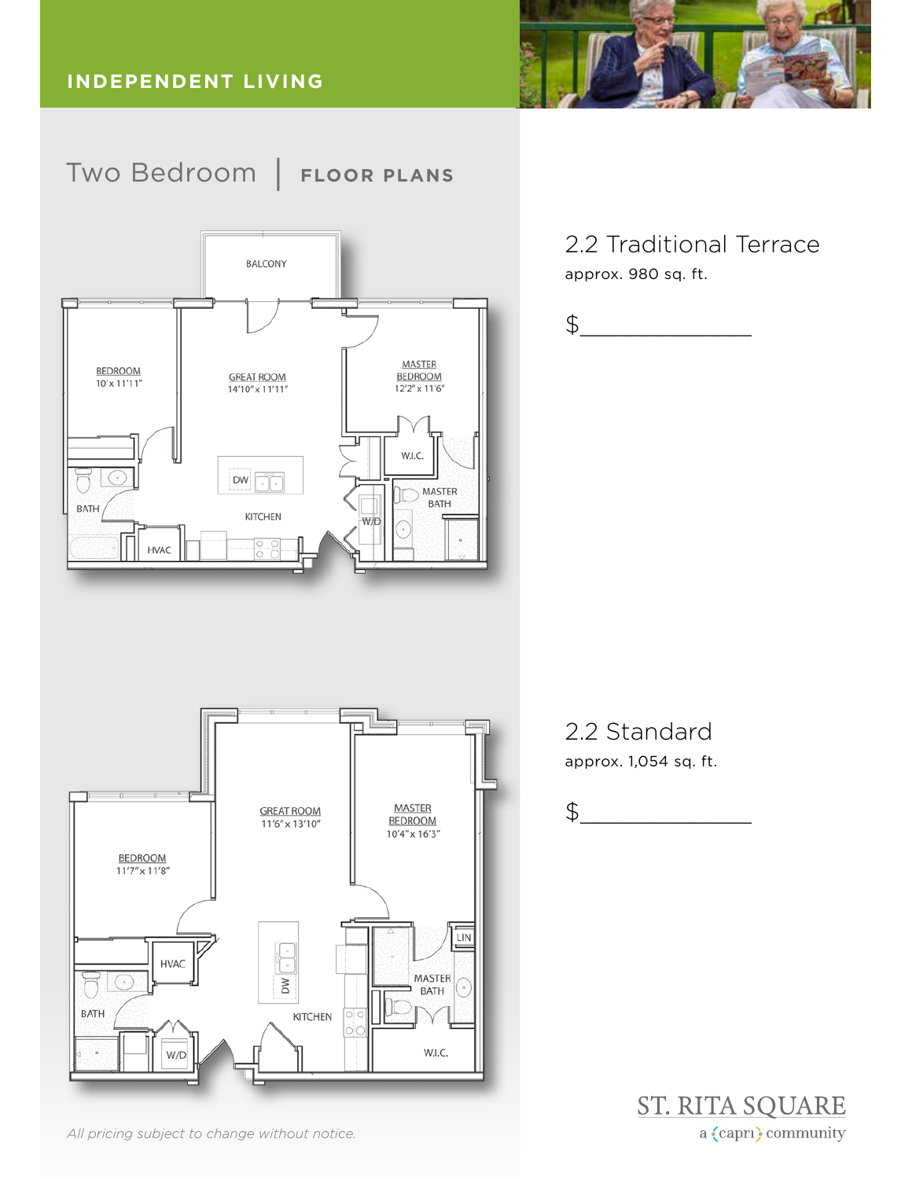INDEPENDENT LIVING

# Two Bedroom | FLOOR PLANS

BALCONY

BEDROOM
10'x 11'11"

GREAT ROOM
14'10" x 11'11"

MASTER BEDROOM
12'2" x 11'6"

W.I.C.

DW

MASTER BATH

BATH

KITCHEN

W/D

HVAC

## 2.2 Traditional Terrace

approx. 980 sq. ft.

$_______________

GREAT ROOM
11'6" x 13'10"

MASTER BEDROOM
10'4" x 16'3"

BEDROOM
11'7" x 11'8"

LIN

HVAC

MASTER BATH

DW

BATH

KITCHEN

W/D

W.I.C.

## 2.2 Standard

approx. 1,054 sq. ft.

$_______________

*All pricing subject to change without notice.*

ST. RITA SQUARE

a {capri} community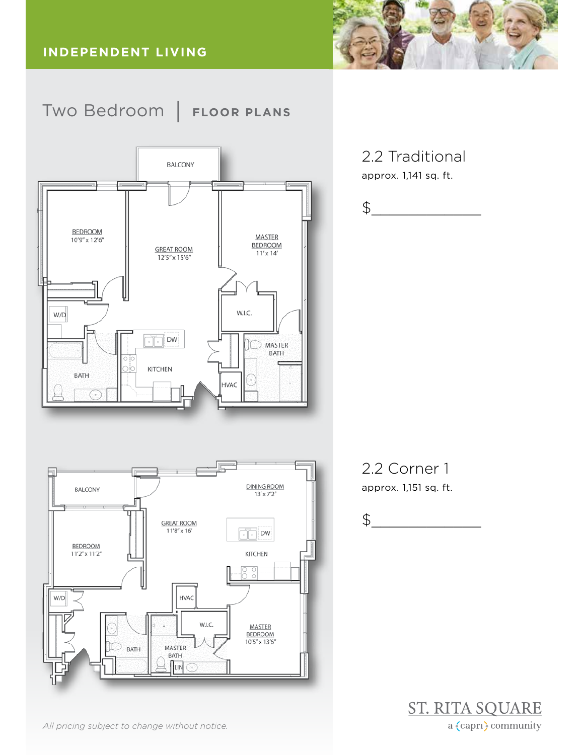INDEPENDENT LIVING

# Two Bedroom | FLOOR PLANS

BALCONY

BEDROOM
10'9" x 12'6"

GREAT ROOM
12'5" x 15'6"

MASTER BEDROOM
11' x 14'

W/D

W.I.C.

DW

MASTER BATH

BATH

KITCHEN

HVAC

## 2.2 Traditional

approx. 1,141 sq. ft.

$_______________

BALCONY

DINING ROOM
13' x 7'2"

GREAT ROOM
11'8" x 16'

DW

BEDROOM
11'2" x 11'2"

KITCHEN

W/D

HVAC

W.I.C.

MASTER BEDROOM
10'5" x 13'6"

BATH

MASTER BATH

LIN

## 2.2 Corner 1

approx. 1,151 sq. ft.

$_______________

*All pricing subject to change without notice.*

ST. RITA SQUARE
a capri community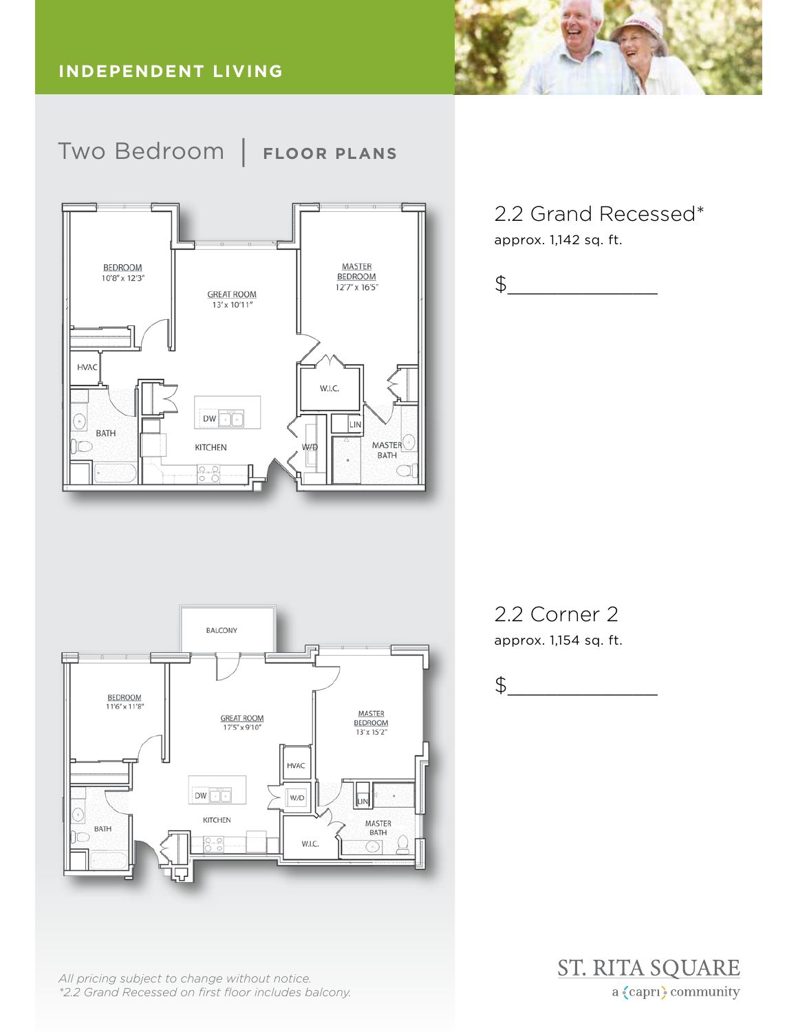INDEPENDENT LIVING

# Two Bedroom | FLOOR PLANS

## 2.2 Grand Recessed*

approx. 1,142 sq. ft.

$_______________

BEDROOM
10'8" x 12'3"

GREAT ROOM
13' x 10'11"

MASTER BEDROOM
12'7" x 16'5"

HVAC

W.I.C.

DW

BATH

KITCHEN

W/D

LIN

MASTER BATH

## 2.2 Corner 2

approx. 1,154 sq. ft.

$_______________

BALCONY

BEDROOM
11'6" x 11'8"

GREAT ROOM
17'5" x 9'10"

MASTER BEDROOM
13' x 15'2"

HVAC

DW

W/D

BATH

KITCHEN

LIN

MASTER BATH

W.I.C.

*All pricing subject to change without notice.*
*\*2.2 Grand Recessed on first floor includes balcony.*

ST. RITA SQUARE
a {capri} community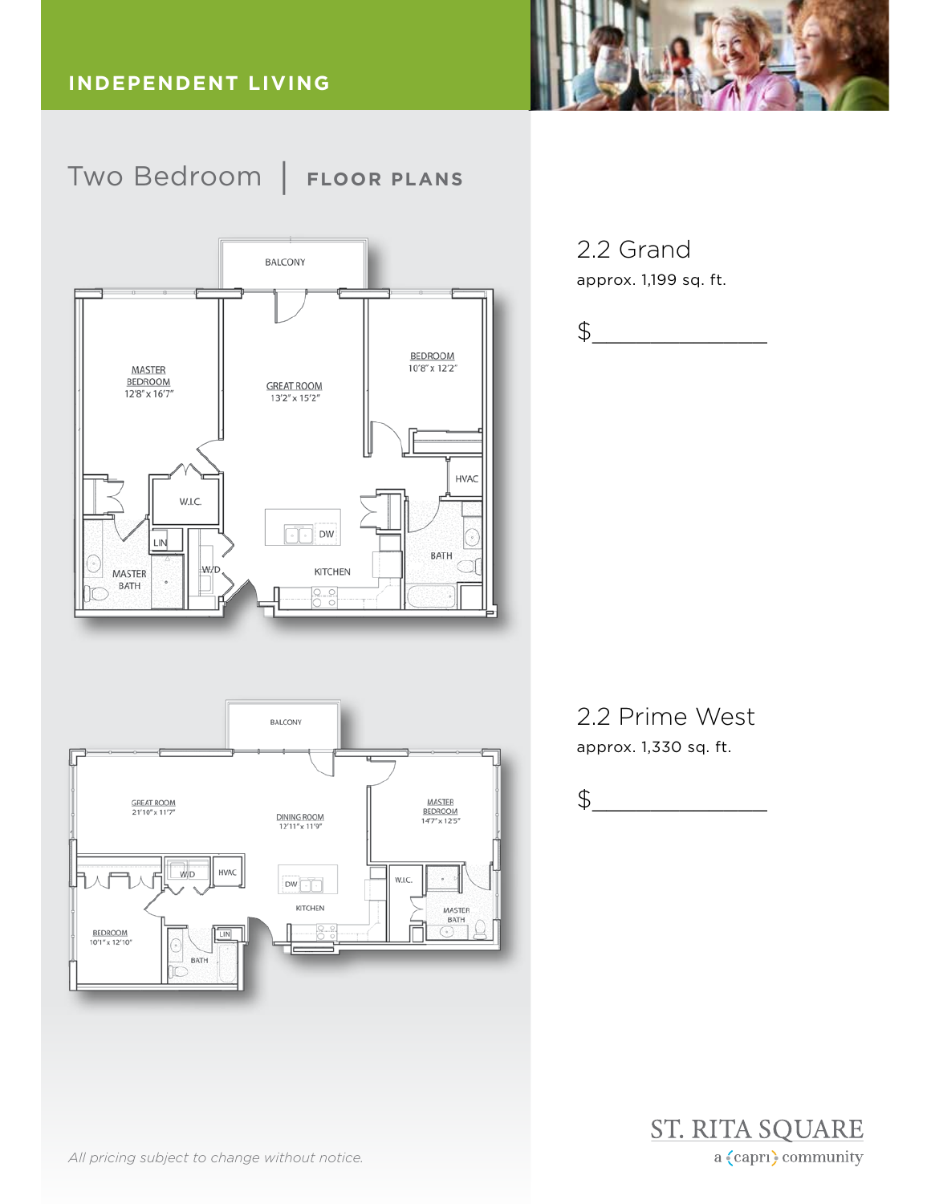# INDEPENDENT LIVING

## Two Bedroom | FLOOR PLANS

BALCONY

MASTER BEDROOM 12'8" x 16'7"

GREAT ROOM 13'2" x 15'2"

BEDROOM 10'8" x 12'2"

W.I.C.

HVAC

LIN

DW

W/D

MASTER BATH

KITCHEN

BATH

### 2.2 Grand

approx. 1,199 sq. ft.

$_______________

BALCONY

GREAT ROOM 21'10" x 11'7"

DINING ROOM 12'11" x 11'9"

MASTER BEDROOM 14'7" x 12'5"

W/D

HVAC

DW

W.I.C.

KITCHEN

MASTER BATH

BEDROOM 10'1" x 12'10"

LIN

BATH

### 2.2 Prime West

approx. 1,330 sq. ft.

$_______________

*All pricing subject to change without notice.*

ST. RITA SQUARE

a {capri} community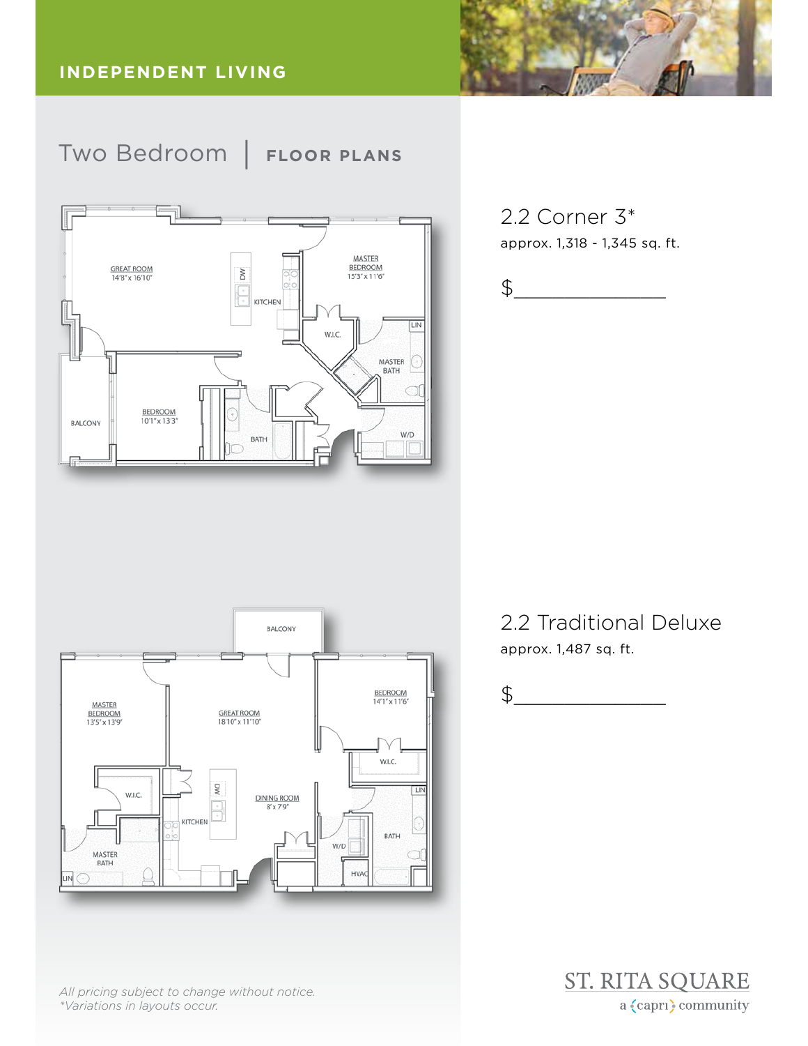INDEPENDENT LIVING

# Two Bedroom | FLOOR PLANS

GREAT ROOM
14'8" x 16'10"

DW

KITCHEN

MASTER BEDROOM
15'3" x 11'6"

W.I.C.

LIN

MASTER BATH

BALCONY

BEDROOM
10'1" x 13'3"

BATH

W/D

## 2.2 Corner 3*

approx. 1,318 - 1,345 sq. ft.

$_______________

BALCONY

MASTER BEDROOM
13'5" x 13'9"

GREAT ROOM
18'10" x 11'10"

BEDROOM
14'1" x 11'6"

W.I.C.

DW

DINING ROOM
8' x 7'9"

W.I.C.

LIN

KITCHEN

BATH

W/D

MASTER BATH

HVAC

LIN

## 2.2 Traditional Deluxe

approx. 1,487 sq. ft.

$_______________

*All pricing subject to change without notice.*
*\*Variations in layouts occur.*

ST. RITA SQUARE
a {capri} community